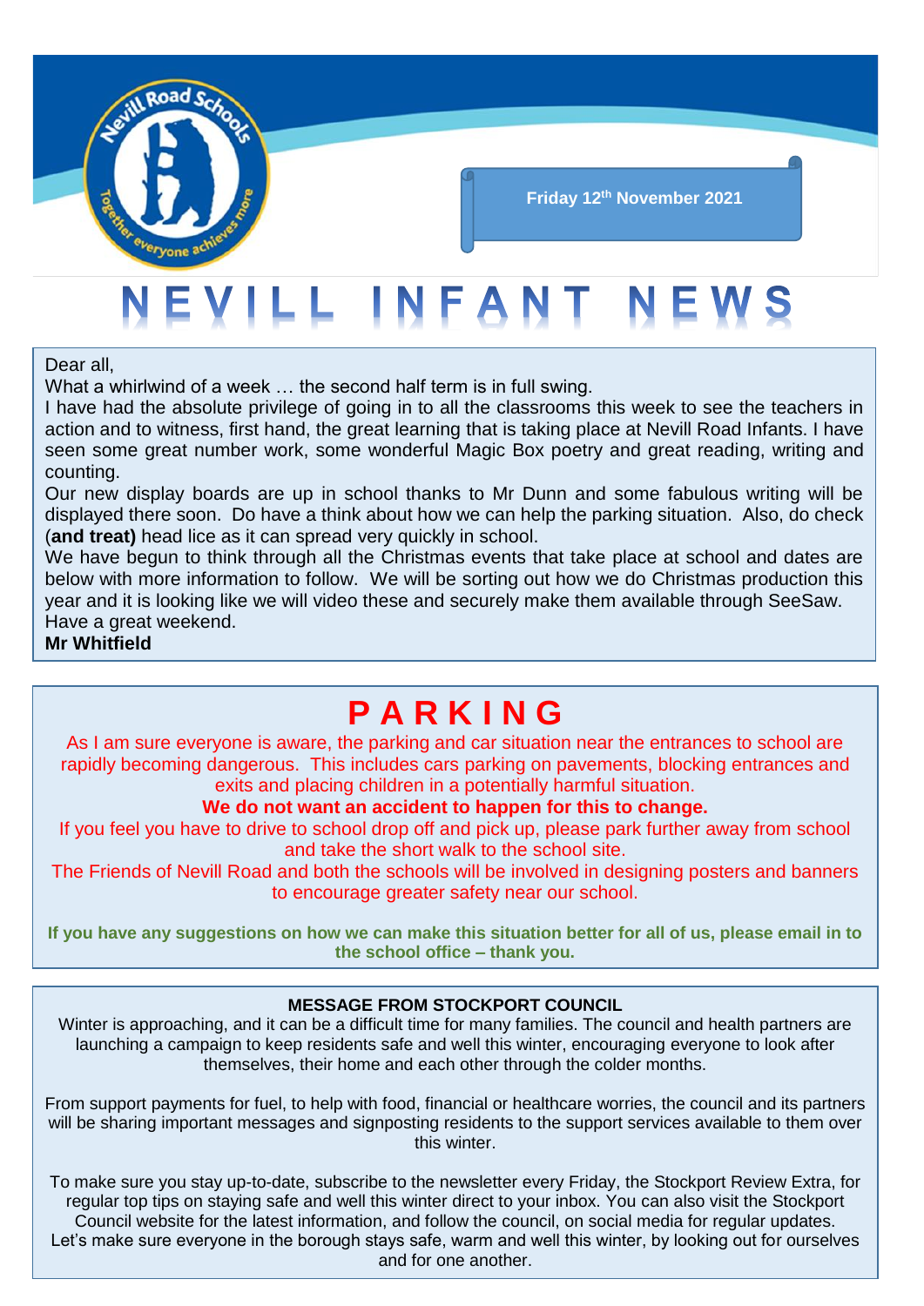Friday 12th November 2021

# NEVILL INFANT NEWS

Dear all,

What a whirlwind of a week … the second half term is in full swing.

I have had the absolute privilege of going in to all the classrooms this week to see the teachers in action and to witness, first hand, the great learning that is taking place at Nevill Road Infants. I have seen some great number work, some wonderful Magic Box poetry and great reading, writing and counting.

Our new display boards are up in school thanks to Mr Dunn and some fabulous writing will be displayed there soon. Do have a think about how we can help the parking situation. Also, do check (**and treat)** head lice as it can spread very quickly in school.

We have begun to think through all the Christmas events that take place at school and dates are below with more information to follow. We will be sorting out how we do Christmas production this year and it is looking like we will video these and securely make them available through SeeSaw.

Have a great weekend.

**Mr Whitfield**

## PARKING

As I am sure everyone is aware, the parking and car situation near the entrances to school are rapidly becoming dangerous. This includes cars parking on pavements, blocking entrances and exits and placing children in a potentially harmful situation.

**We do not want an accident to happen for this to change.**

If you feel you have to drive to school drop off and pick up, please park further away from school and take the short walk to the school site.

The Friends of Nevill Road and both the schools will be involved in designing posters and banners to encourage greater safety near our school.

**If you have any suggestions on how we can make this situation better for all of us, please email in to the school office – thank you.**

### MESSAGE FROM STOCKPORT COUNCIL

Winter is approaching, and it can be a difficult time for many families. The council and health partners are launching a campaign to keep residents safe and well this winter, encouraging everyone to look after themselves, their home and each other through the colder months.

From support payments for fuel, to help with food, financial or healthcare worries, the council and its partners will be sharing important messages and signposting residents to the support services available to them over this winter.

To make sure you stay up-to-date, subscribe to the newsletter every Friday, the Stockport Review Extra, for regular top tips on staying safe and well this winter direct to your inbox. You can also visit the Stockport Council website for the latest information, and follow the council, on social media for regular updates. Let's make sure everyone in the borough stays safe, warm and well this winter, by looking out for ourselves and for one another.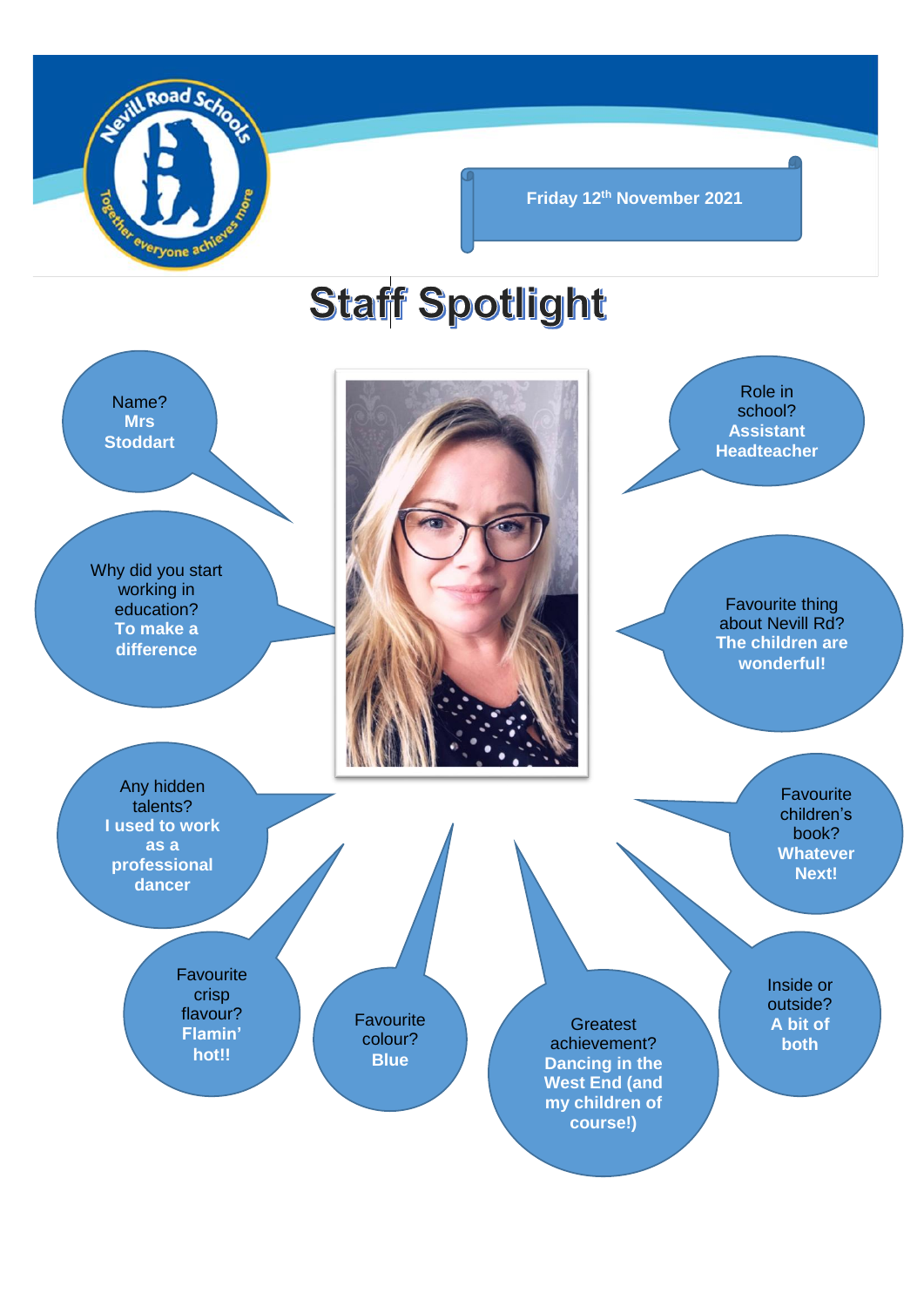Nevill Road Schools — Together everyone achieves more

Friday 12th November 2021

# Staff Spotlight

Name?
**Mrs Stoddart**

Role in school?
**Assistant Headteacher**

Why did you start working in education?
**To make a difference**

Favourite thing about Nevill Rd?
**The children are wonderful!**

Any hidden talents?
**I used to work as a professional dancer**

Favourite children's book?
**Whatever Next!**

Favourite crisp flavour?
**Flamin' hot!!**

Favourite colour?
**Blue**

Greatest achievement?
**Dancing in the West End (and my children of course!)**

Inside or outside?
**A bit of both**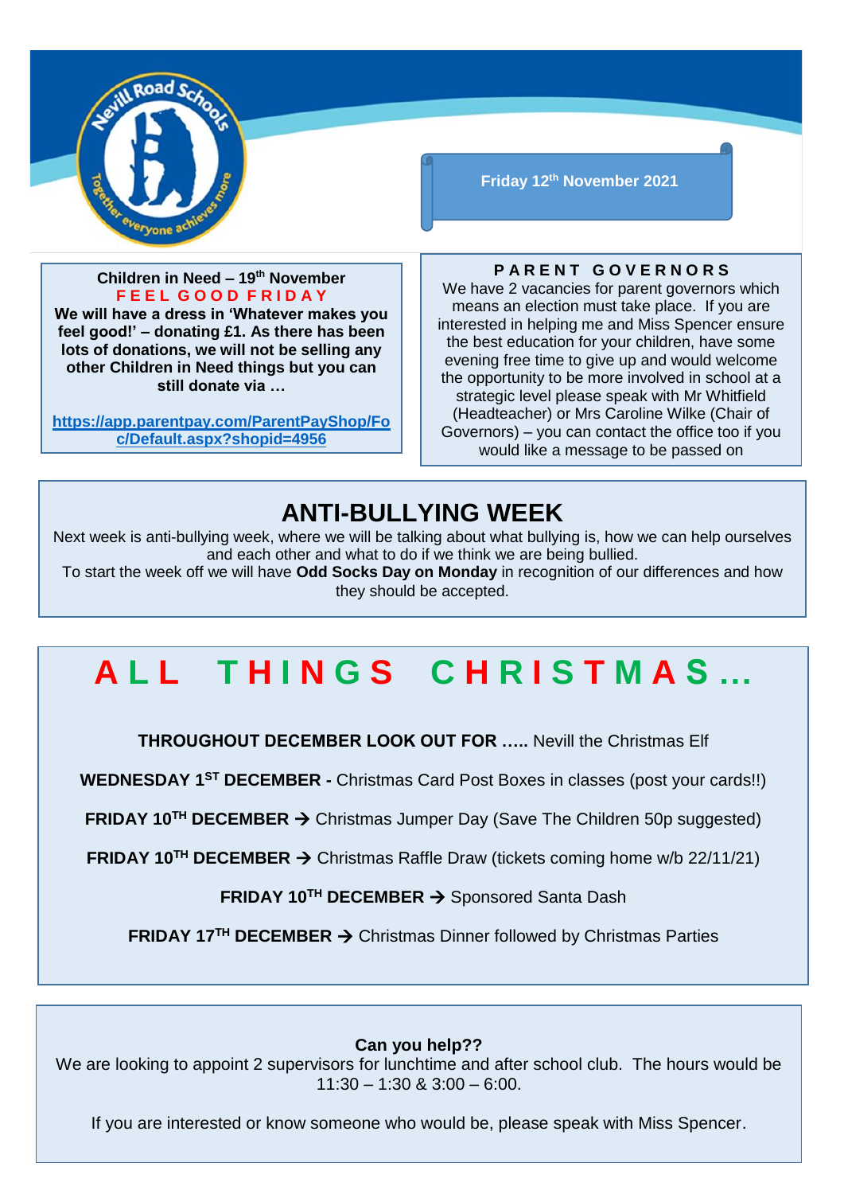Friday 12th November 2021

### Children in Need – 19th November

**FEEL GOOD FRIDAY**

**We will have a dress in 'Whatever makes you feel good!' – donating £1. As there has been lots of donations, we will not be selling any other Children in Need things but you can still donate via …**

**https://app.parentpay.com/ParentPayShop/Foc/Default.aspx?shopid=4956**

### PARENT GOVERNORS

We have 2 vacancies for parent governors which means an election must take place. If you are interested in helping me and Miss Spencer ensure the best education for your children, have some evening free time to give up and would welcome the opportunity to be more involved in school at a strategic level please speak with Mr Whitfield (Headteacher) or Mrs Caroline Wilke (Chair of Governors) – you can contact the office too if you would like a message to be passed on

## ANTI-BULLYING WEEK

Next week is anti-bullying week, where we will be talking about what bullying is, how we can help ourselves and each other and what to do if we think we are being bullied.

To start the week off we will have **Odd Socks Day on Monday** in recognition of our differences and how they should be accepted.

## ALL THINGS CHRISTMAS…

**THROUGHOUT DECEMBER LOOK OUT FOR …..** Nevill the Christmas Elf

**WEDNESDAY 1ST DECEMBER -** Christmas Card Post Boxes in classes (post your cards!!)

**FRIDAY 10TH DECEMBER →** Christmas Jumper Day (Save The Children 50p suggested)

**FRIDAY 10TH DECEMBER →** Christmas Raffle Draw (tickets coming home w/b 22/11/21)

**FRIDAY 10TH DECEMBER →** Sponsored Santa Dash

**FRIDAY 17TH DECEMBER →** Christmas Dinner followed by Christmas Parties

**Can you help??**

We are looking to appoint 2 supervisors for lunchtime and after school club. The hours would be 11:30 – 1:30 & 3:00 – 6:00.

If you are interested or know someone who would be, please speak with Miss Spencer.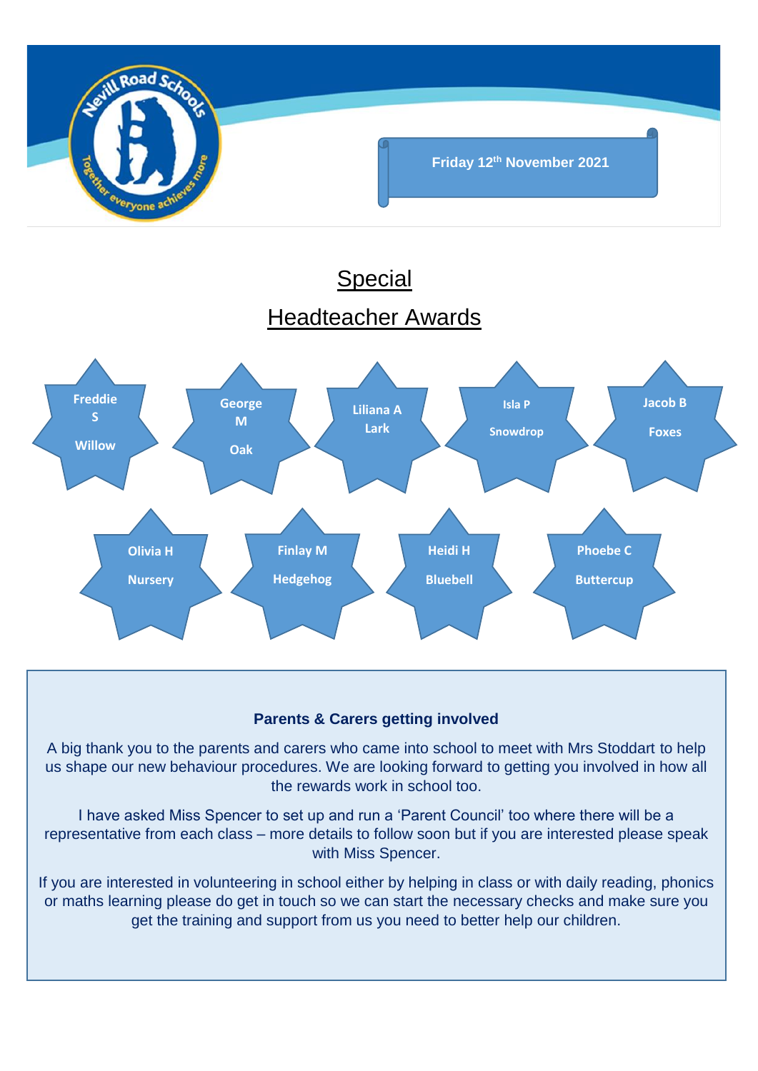Friday 12th November 2021

## Special Headteacher Awards

Freddie S
Willow

George M
Oak

Liliana A
Lark

Isla P
Snowdrop

Jacob B
Foxes

Olivia H
Nursery

Finlay M
Hedgehog

Heidi H
Bluebell

Phoebe C
Buttercup

**Parents & Carers getting involved**

A big thank you to the parents and carers who came into school to meet with Mrs Stoddart to help us shape our new behaviour procedures. We are looking forward to getting you involved in how all the rewards work in school too.

I have asked Miss Spencer to set up and run a 'Parent Council' too where there will be a representative from each class – more details to follow soon but if you are interested please speak with Miss Spencer.

If you are interested in volunteering in school either by helping in class or with daily reading, phonics or maths learning please do get in touch so we can start the necessary checks and make sure you get the training and support from us you need to better help our children.